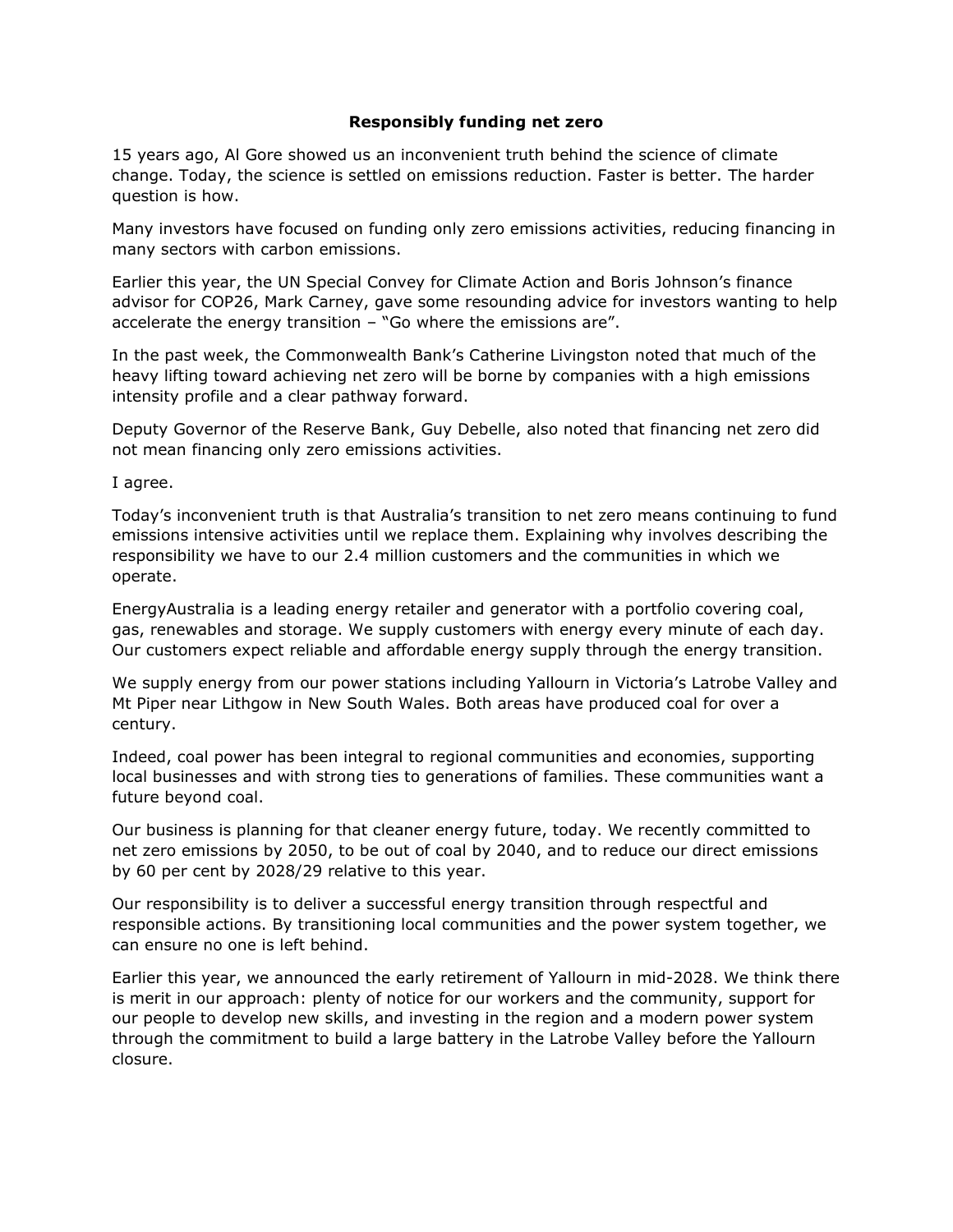# Responsibly funding net zero

15 years ago, Al Gore showed us an inconvenient truth behind the science of climate change. Today, the science is settled on emissions reduction. Faster is better. The harder question is how.

Many investors have focused on funding only zero emissions activities, reducing financing in many sectors with carbon emissions.

Earlier this year, the UN Special Convey for Climate Action and Boris Johnson's finance advisor for COP26, Mark Carney, gave some resounding advice for investors wanting to help accelerate the energy transition – "Go where the emissions are".

In the past week, the Commonwealth Bank's Catherine Livingston noted that much of the heavy lifting toward achieving net zero will be borne by companies with a high emissions intensity profile and a clear pathway forward.

Deputy Governor of the Reserve Bank, Guy Debelle, also noted that financing net zero did not mean financing only zero emissions activities.

I agree.

Today's inconvenient truth is that Australia's transition to net zero means continuing to fund emissions intensive activities until we replace them. Explaining why involves describing the responsibility we have to our 2.4 million customers and the communities in which we operate.

EnergyAustralia is a leading energy retailer and generator with a portfolio covering coal, gas, renewables and storage. We supply customers with energy every minute of each day. Our customers expect reliable and affordable energy supply through the energy transition.

We supply energy from our power stations including Yallourn in Victoria's Latrobe Valley and Mt Piper near Lithgow in New South Wales. Both areas have produced coal for over a century.

Indeed, coal power has been integral to regional communities and economies, supporting local businesses and with strong ties to generations of families. These communities want a future beyond coal.

Our business is planning for that cleaner energy future, today. We recently committed to net zero emissions by 2050, to be out of coal by 2040, and to reduce our direct emissions by 60 per cent by 2028/29 relative to this year.

Our responsibility is to deliver a successful energy transition through respectful and responsible actions. By transitioning local communities and the power system together, we can ensure no one is left behind.

Earlier this year, we announced the early retirement of Yallourn in mid-2028. We think there is merit in our approach: plenty of notice for our workers and the community, support for our people to develop new skills, and investing in the region and a modern power system through the commitment to build a large battery in the Latrobe Valley before the Yallourn closure.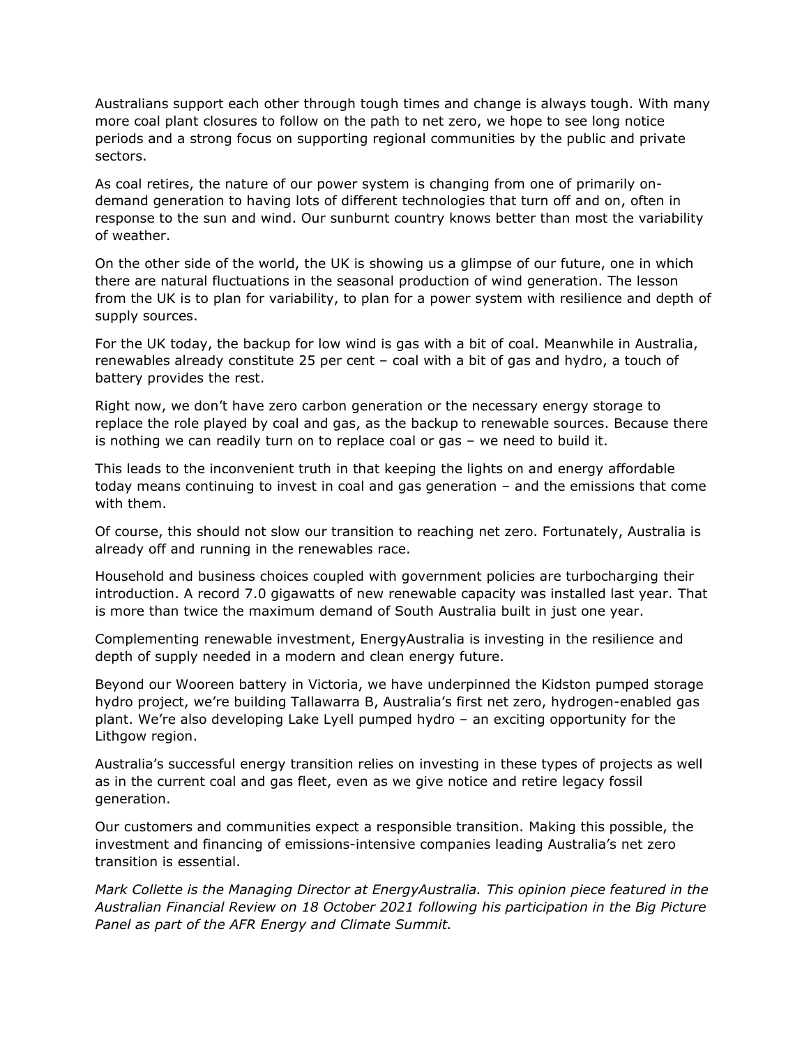Australians support each other through tough times and change is always tough. With many more coal plant closures to follow on the path to net zero, we hope to see long notice periods and a strong focus on supporting regional communities by the public and private sectors.

As coal retires, the nature of our power system is changing from one of primarily on-demand generation to having lots of different technologies that turn off and on, often in response to the sun and wind. Our sunburnt country knows better than most the variability of weather.

On the other side of the world, the UK is showing us a glimpse of our future, one in which there are natural fluctuations in the seasonal production of wind generation. The lesson from the UK is to plan for variability, to plan for a power system with resilience and depth of supply sources.

For the UK today, the backup for low wind is gas with a bit of coal. Meanwhile in Australia, renewables already constitute 25 per cent – coal with a bit of gas and hydro, a touch of battery provides the rest.

Right now, we don't have zero carbon generation or the necessary energy storage to replace the role played by coal and gas, as the backup to renewable sources. Because there is nothing we can readily turn on to replace coal or gas – we need to build it.

This leads to the inconvenient truth in that keeping the lights on and energy affordable today means continuing to invest in coal and gas generation – and the emissions that come with them.

Of course, this should not slow our transition to reaching net zero. Fortunately, Australia is already off and running in the renewables race.

Household and business choices coupled with government policies are turbocharging their introduction. A record 7.0 gigawatts of new renewable capacity was installed last year. That is more than twice the maximum demand of South Australia built in just one year.

Complementing renewable investment, EnergyAustralia is investing in the resilience and depth of supply needed in a modern and clean energy future.

Beyond our Wooreen battery in Victoria, we have underpinned the Kidston pumped storage hydro project, we're building Tallawarra B, Australia's first net zero, hydrogen-enabled gas plant. We're also developing Lake Lyell pumped hydro – an exciting opportunity for the Lithgow region.

Australia's successful energy transition relies on investing in these types of projects as well as in the current coal and gas fleet, even as we give notice and retire legacy fossil generation.

Our customers and communities expect a responsible transition. Making this possible, the investment and financing of emissions-intensive companies leading Australia's net zero transition is essential.

*Mark Collette is the Managing Director at EnergyAustralia. This opinion piece featured in the Australian Financial Review on 18 October 2021 following his participation in the Big Picture Panel as part of the AFR Energy and Climate Summit.*